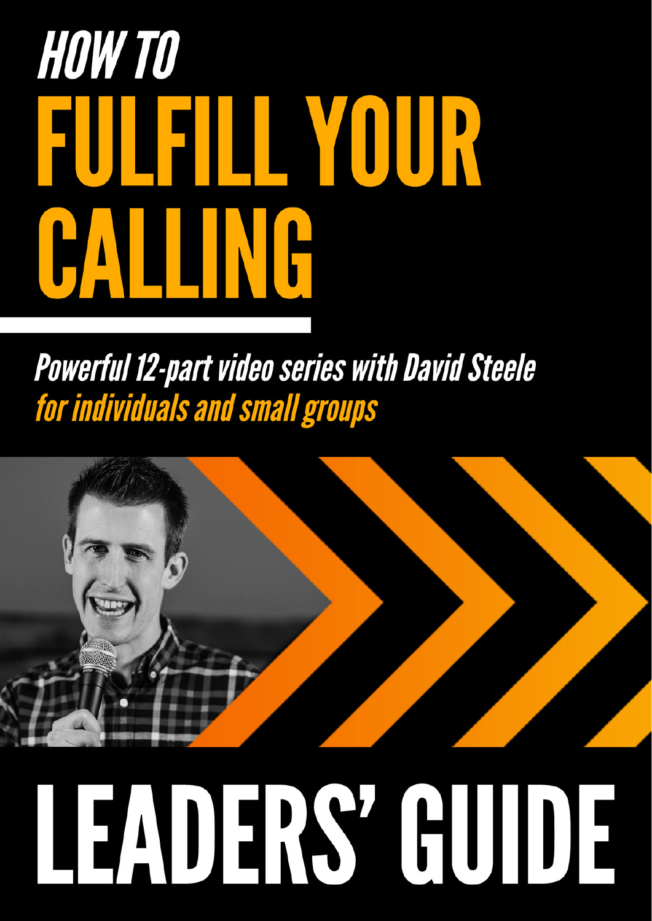# HOW TO FULFILL YOUR CALLING

*Powerful 12-part video series with David Steele*
*for individuals and small groups*

# LEADERS' GUIDE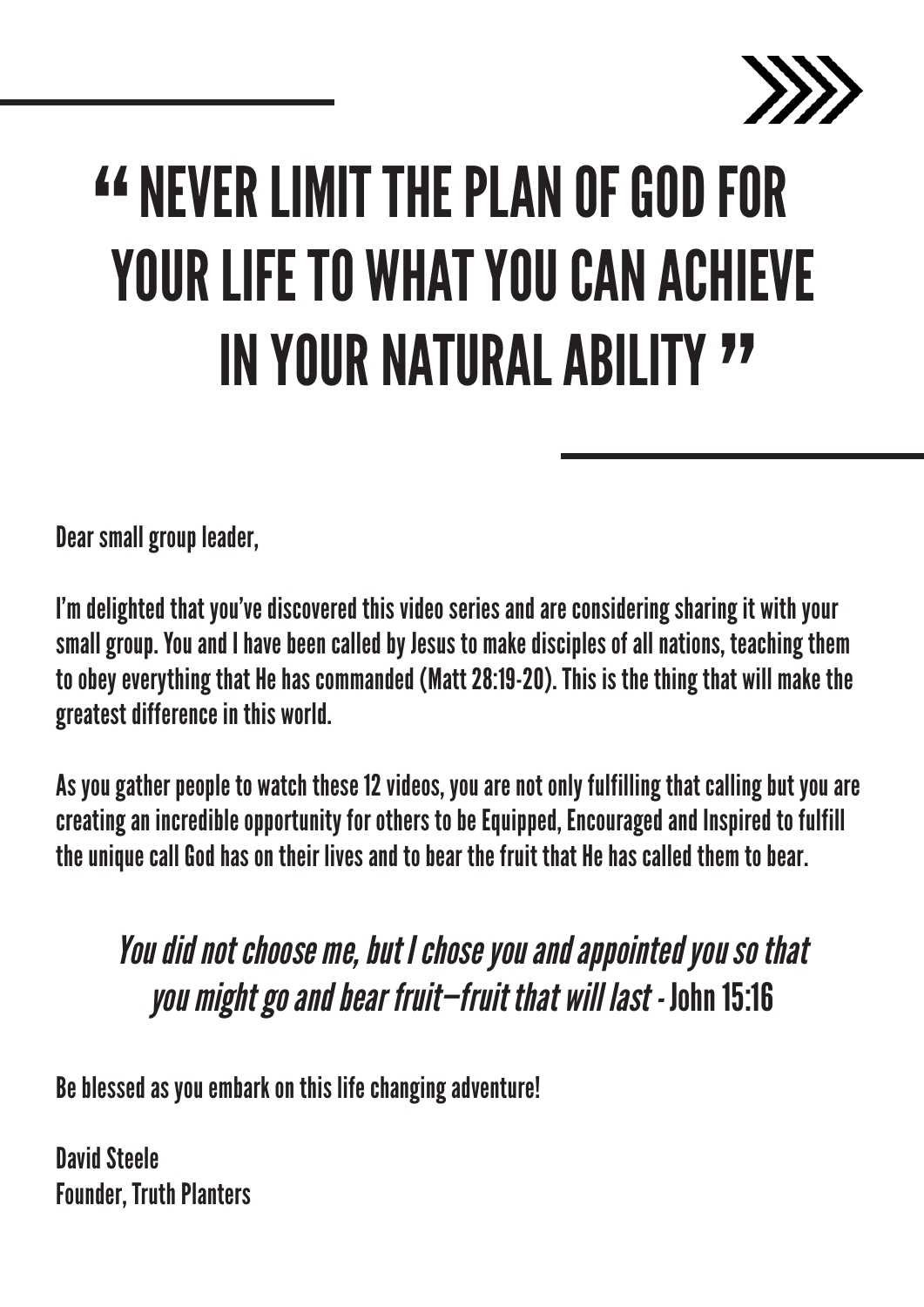# “ NEVER LIMIT THE PLAN OF GOD FOR YOUR LIFE TO WHAT YOU CAN ACHIEVE IN YOUR NATURAL ABILITY ”

Dear small group leader,

I’m delighted that you’ve discovered this video series and are considering sharing it with your small group. You and I have been called by Jesus to make disciples of all nations, teaching them to obey everything that He has commanded (Matt 28:19-20). This is the thing that will make the greatest difference in this world.

As you gather people to watch these 12 videos, you are not only fulfilling that calling but you are creating an incredible opportunity for others to be Equipped, Encouraged and Inspired to fulfill the unique call God has on their lives and to bear the fruit that He has called them to bear.

> *You did not choose me, but I chose you and appointed you so that you might go and bear fruit—fruit that will last* - John 15:16

Be blessed as you embark on this life changing adventure!

David Steele
Founder, Truth Planters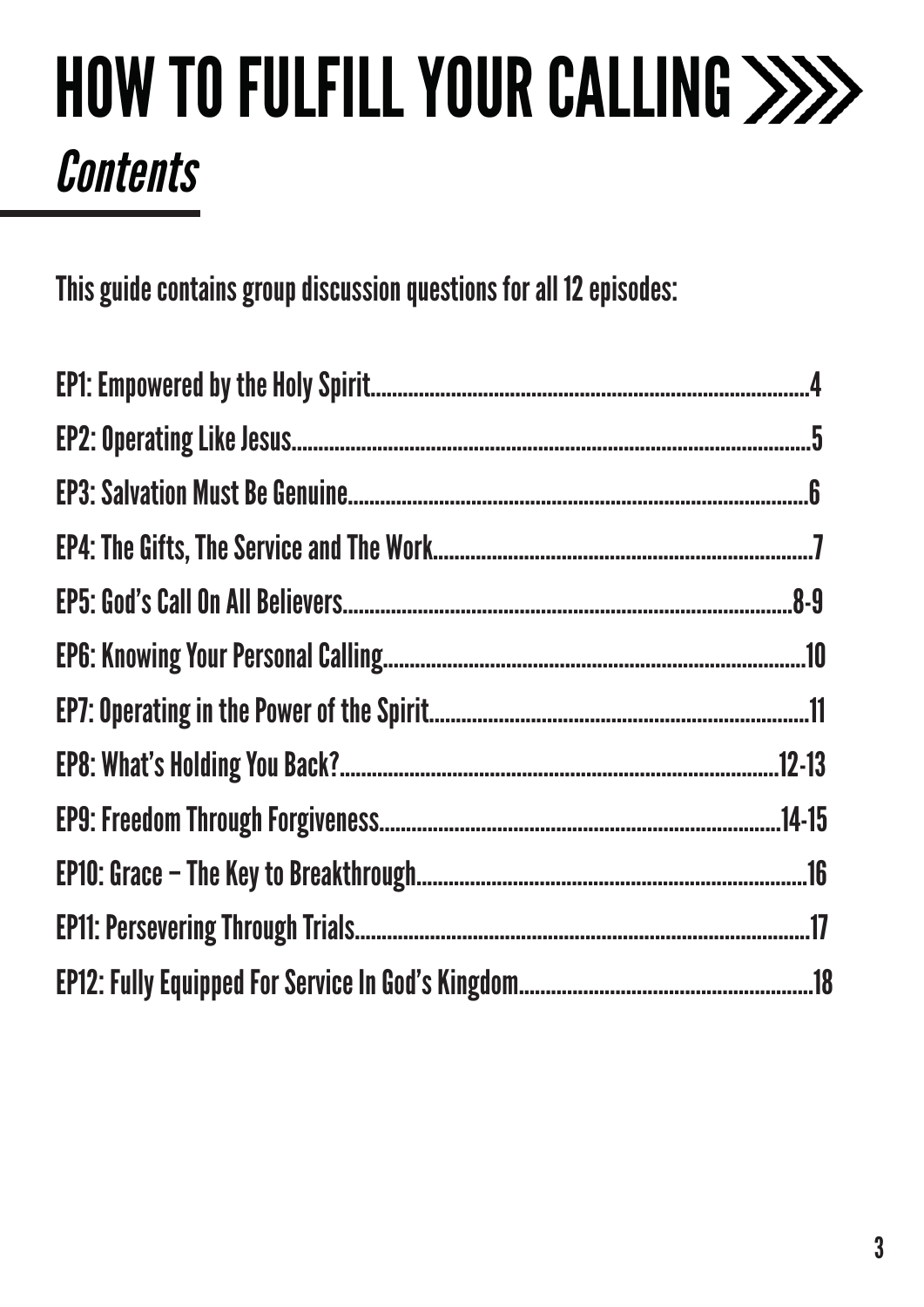# HOW TO FULFILL YOUR CALLING

## *Contents*

This guide contains group discussion questions for all 12 episodes:

- EP1: Empowered by the Holy Spirit....4
- EP2: Operating Like Jesus....5
- EP3: Salvation Must Be Genuine....6
- EP4: The Gifts, The Service and The Work....7
- EP5: God's Call On All Believers....8-9
- EP6: Knowing Your Personal Calling....10
- EP7: Operating in the Power of the Spirit....11
- EP8: What's Holding You Back?....12-13
- EP9: Freedom Through Forgiveness....14-15
- EP10: Grace – The Key to Breakthrough....16
- EP11: Persevering Through Trials....17
- EP12: Fully Equipped For Service In God's Kingdom....18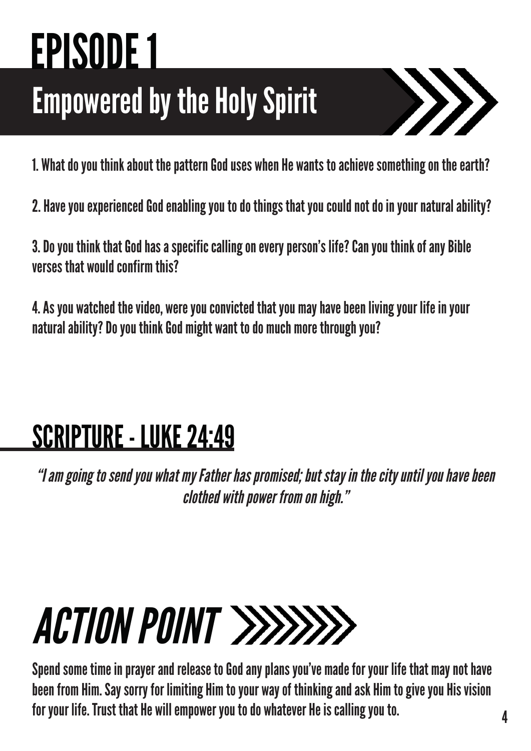# EPISODE 1

## Empowered by the Holy Spirit

1. What do you think about the pattern God uses when He wants to achieve something on the earth?

2. Have you experienced God enabling you to do things that you could not do in your natural ability?

3. Do you think that God has a specific calling on every person's life? Can you think of any Bible verses that would confirm this?

4. As you watched the video, were you convicted that you may have been living your life in your natural ability? Do you think God might want to do much more through you?

## SCRIPTURE - LUKE 24:49

*"I am going to send you what my Father has promised; but stay in the city until you have been clothed with power from on high."*

# *ACTION POINT*

Spend some time in prayer and release to God any plans you've made for your life that may not have been from Him. Say sorry for limiting Him to your way of thinking and ask Him to give you His vision for your life. Trust that He will empower you to do whatever He is calling you to.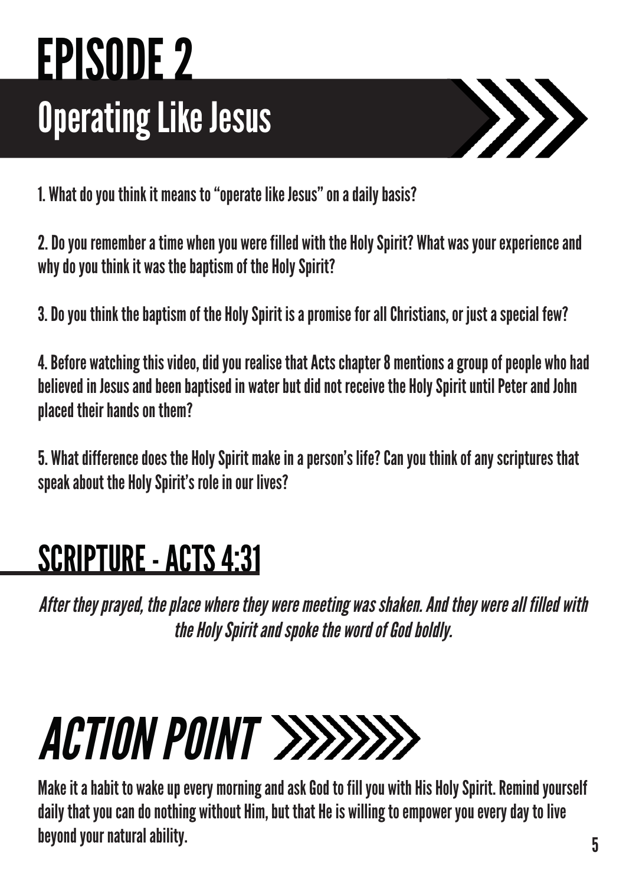# EPISODE 2

## Operating Like Jesus

1. What do you think it means to "operate like Jesus" on a daily basis?

2. Do you remember a time when you were filled with the Holy Spirit? What was your experience and why do you think it was the baptism of the Holy Spirit?

3. Do you think the baptism of the Holy Spirit is a promise for all Christians, or just a special few?

4. Before watching this video, did you realise that Acts chapter 8 mentions a group of people who had believed in Jesus and been baptised in water but did not receive the Holy Spirit until Peter and John placed their hands on them?

5. What difference does the Holy Spirit make in a person's life? Can you think of any scriptures that speak about the Holy Spirit's role in our lives?

## SCRIPTURE - ACTS 4:31

*After they prayed, the place where they were meeting was shaken. And they were all filled with the Holy Spirit and spoke the word of God boldly.*

# *ACTION POINT*

Make it a habit to wake up every morning and ask God to fill you with His Holy Spirit. Remind yourself daily that you can do nothing without Him, but that He is willing to empower you every day to live beyond your natural ability.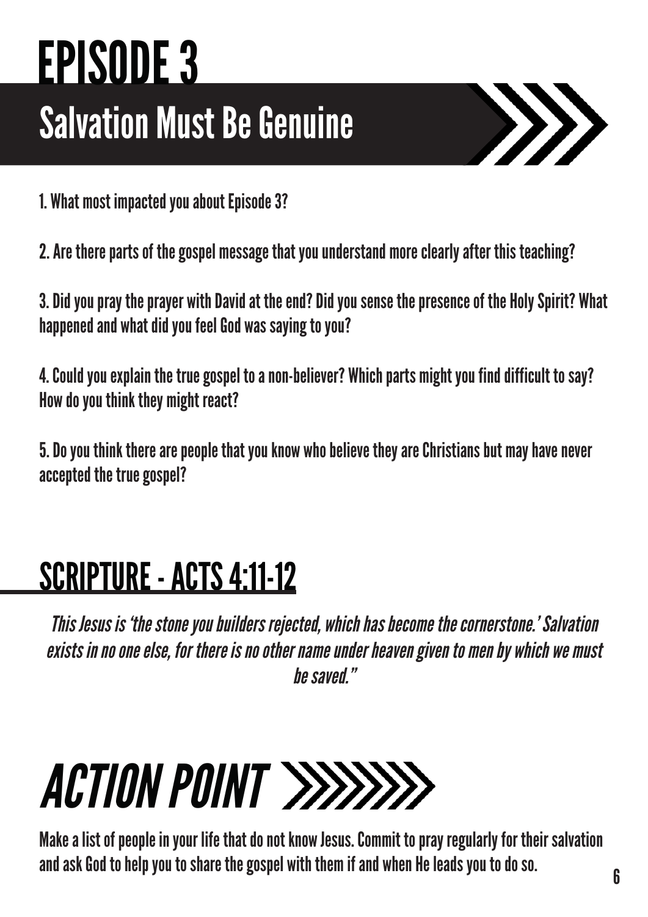# EPISODE 3

## Salvation Must Be Genuine

1. What most impacted you about Episode 3?

2. Are there parts of the gospel message that you understand more clearly after this teaching?

3. Did you pray the prayer with David at the end? Did you sense the presence of the Holy Spirit? What happened and what did you feel God was saying to you?

4. Could you explain the true gospel to a non-believer? Which parts might you find difficult to say? How do you think they might react?

5. Do you think there are people that you know who believe they are Christians but may have never accepted the true gospel?

## SCRIPTURE - ACTS 4:11-12

*This Jesus is 'the stone you builders rejected, which has become the cornerstone.' Salvation exists in no one else, for there is no other name under heaven given to men by which we must be saved."*

# *ACTION POINT*

Make a list of people in your life that do not know Jesus. Commit to pray regularly for their salvation and ask God to help you to share the gospel with them if and when He leads you to do so.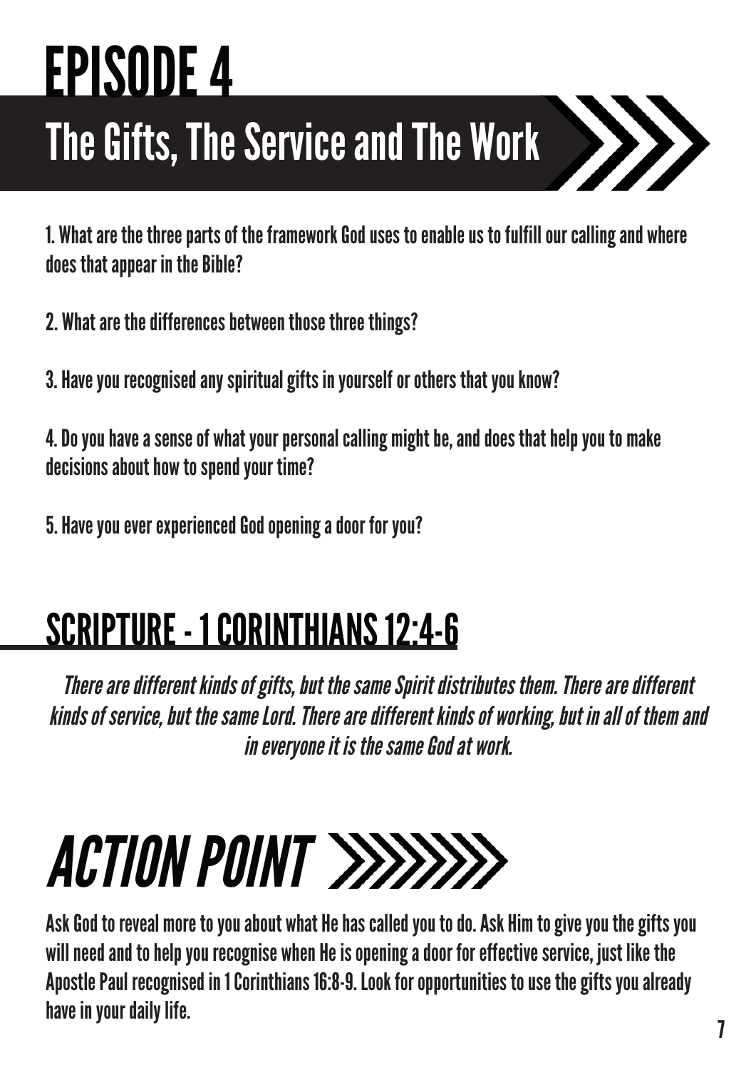# EPISODE 4

## The Gifts, The Service and The Work

1. What are the three parts of the framework God uses to enable us to fulfill our calling and where does that appear in the Bible?

2. What are the differences between those three things?

3. Have you recognised any spiritual gifts in yourself or others that you know?

4. Do you have a sense of what your personal calling might be, and does that help you to make decisions about how to spend your time?

5. Have you ever experienced God opening a door for you?

## SCRIPTURE - 1 CORINTHIANS 12:4-6

*There are different kinds of gifts, but the same Spirit distributes them. There are different kinds of service, but the same Lord. There are different kinds of working, but in all of them and in everyone it is the same God at work.*

# *ACTION POINT*

Ask God to reveal more to you about what He has called you to do. Ask Him to give you the gifts you will need and to help you recognise when He is opening a door for effective service, just like the Apostle Paul recognised in 1 Corinthians 16:8-9. Look for opportunities to use the gifts you already have in your daily life.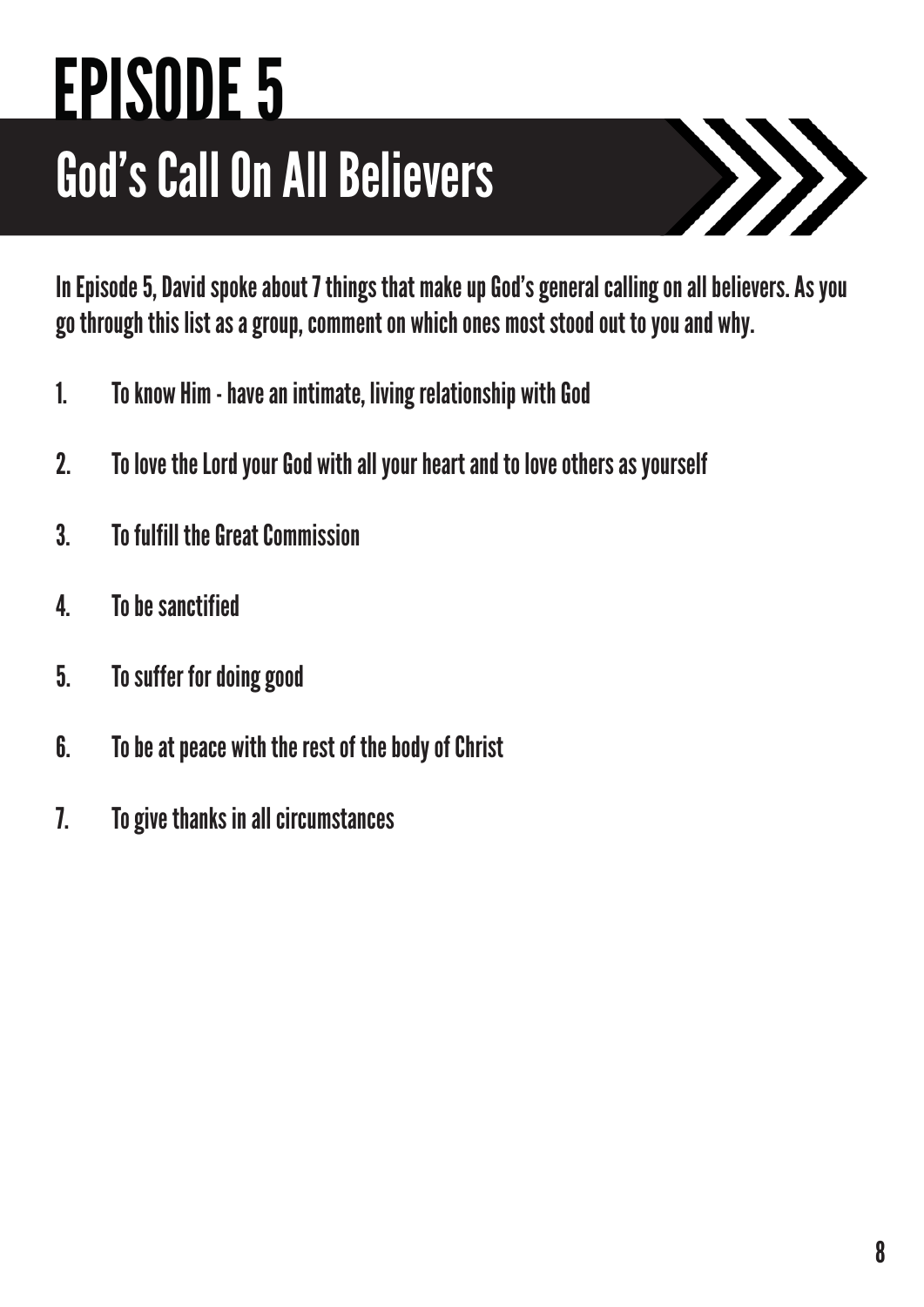# EPISODE 5

## God's Call On All Believers

In Episode 5, David spoke about 7 things that make up God's general calling on all believers. As you go through this list as a group, comment on which ones most stood out to you and why.

1. To know Him - have an intimate, living relationship with God
2. To love the Lord your God with all your heart and to love others as yourself
3. To fulfill the Great Commission
4. To be sanctified
5. To suffer for doing good
6. To be at peace with the rest of the body of Christ
7. To give thanks in all circumstances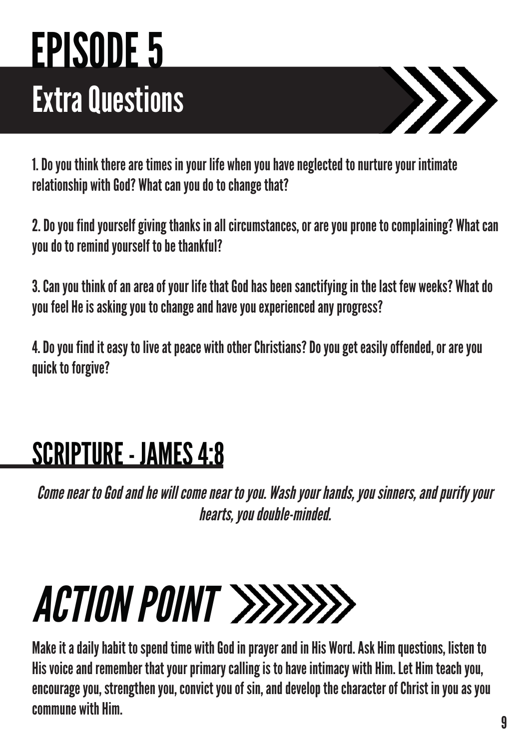# EPISODE 5

## Extra Questions

1. Do you think there are times in your life when you have neglected to nurture your intimate relationship with God? What can you do to change that?

2. Do you find yourself giving thanks in all circumstances, or are you prone to complaining? What can you do to remind yourself to be thankful?

3. Can you think of an area of your life that God has been sanctifying in the last few weeks? What do you feel He is asking you to change and have you experienced any progress?

4. Do you find it easy to live at peace with other Christians? Do you get easily offended, or are you quick to forgive?

## SCRIPTURE - JAMES 4:8

*Come near to God and he will come near to you. Wash your hands, you sinners, and purify your hearts, you double-minded.*

# *ACTION POINT*

Make it a daily habit to spend time with God in prayer and in His Word. Ask Him questions, listen to His voice and remember that your primary calling is to have intimacy with Him. Let Him teach you, encourage you, strengthen you, convict you of sin, and develop the character of Christ in you as you commune with Him.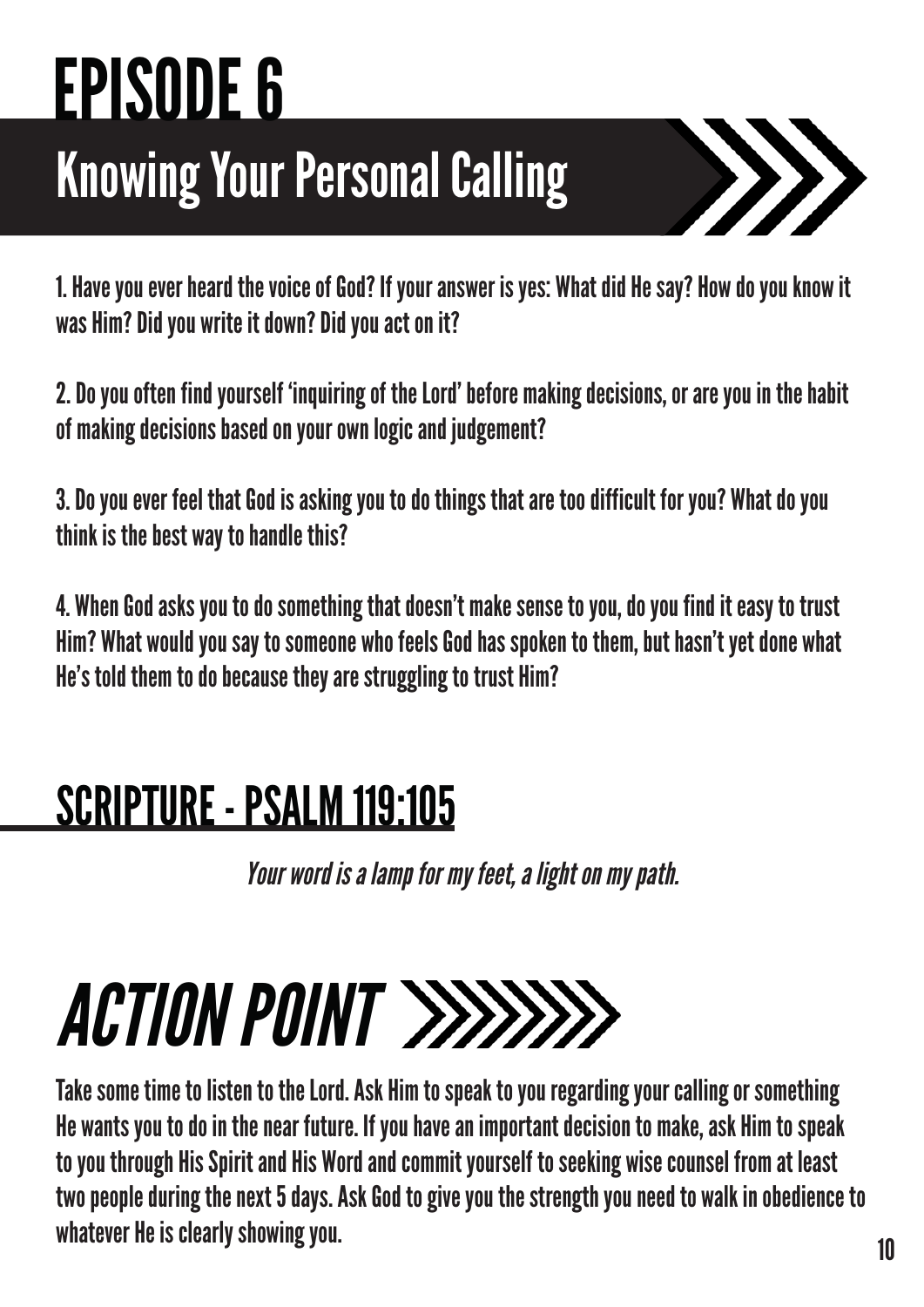# EPISODE 6

## Knowing Your Personal Calling

1. Have you ever heard the voice of God? If your answer is yes: What did He say? How do you know it was Him? Did you write it down? Did you act on it?

2. Do you often find yourself 'inquiring of the Lord' before making decisions, or are you in the habit of making decisions based on your own logic and judgement?

3. Do you ever feel that God is asking you to do things that are too difficult for you? What do you think is the best way to handle this?

4. When God asks you to do something that doesn't make sense to you, do you find it easy to trust Him? What would you say to someone who feels God has spoken to them, but hasn't yet done what He's told them to do because they are struggling to trust Him?

## SCRIPTURE - PSALM 119:105

*Your word is a lamp for my feet, a light on my path.*

# ACTION POINT

Take some time to listen to the Lord. Ask Him to speak to you regarding your calling or something He wants you to do in the near future. If you have an important decision to make, ask Him to speak to you through His Spirit and His Word and commit yourself to seeking wise counsel from at least two people during the next 5 days. Ask God to give you the strength you need to walk in obedience to whatever He is clearly showing you.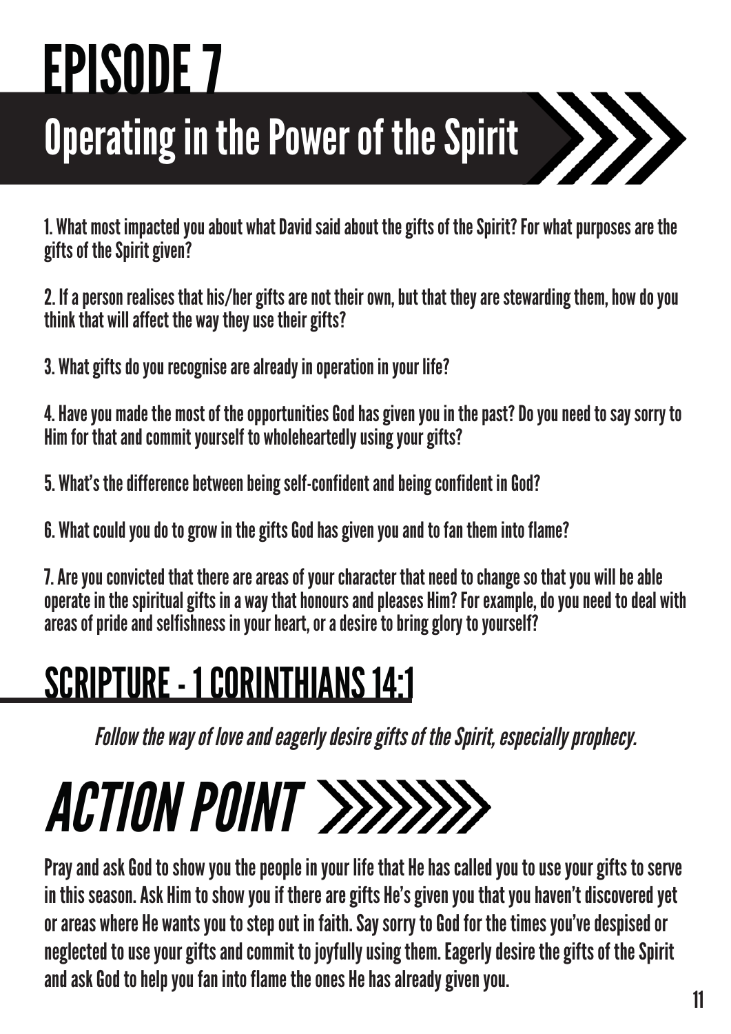# EPISODE 7

## Operating in the Power of the Spirit

1. What most impacted you about what David said about the gifts of the Spirit? For what purposes are the gifts of the Spirit given?

2. If a person realises that his/her gifts are not their own, but that they are stewarding them, how do you think that will affect the way they use their gifts?

3. What gifts do you recognise are already in operation in your life?

4. Have you made the most of the opportunities God has given you in the past? Do you need to say sorry to Him for that and commit yourself to wholeheartedly using your gifts?

5. What's the difference between being self-confident and being confident in God?

6. What could you do to grow in the gifts God has given you and to fan them into flame?

7. Are you convicted that there are areas of your character that need to change so that you will be able operate in the spiritual gifts in a way that honours and pleases Him? For example, do you need to deal with areas of pride and selfishness in your heart, or a desire to bring glory to yourself?

## SCRIPTURE - 1 CORINTHIANS 14:1

*Follow the way of love and eagerly desire gifts of the Spirit, especially prophecy.*

# *ACTION POINT*

Pray and ask God to show you the people in your life that He has called you to use your gifts to serve in this season. Ask Him to show you if there are gifts He's given you that you haven't discovered yet or areas where He wants you to step out in faith. Say sorry to God for the times you've despised or neglected to use your gifts and commit to joyfully using them. Eagerly desire the gifts of the Spirit and ask God to help you fan into flame the ones He has already given you.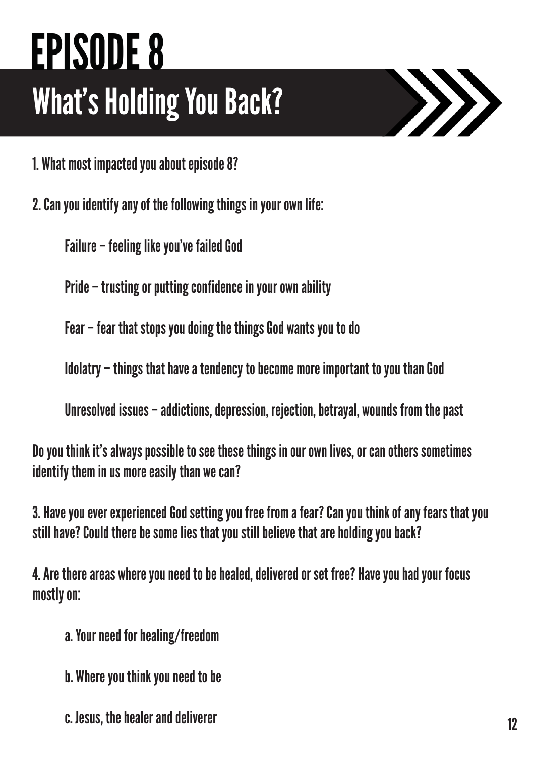# EPISODE 8

## What's Holding You Back?

1. What most impacted you about episode 8?

2. Can you identify any of the following things in your own life:

   Failure – feeling like you've failed God

   Pride – trusting or putting confidence in your own ability

   Fear – fear that stops you doing the things God wants you to do

   Idolatry – things that have a tendency to become more important to you than God

   Unresolved issues – addictions, depression, rejection, betrayal, wounds from the past

Do you think it's always possible to see these things in our own lives, or can others sometimes identify them in us more easily than we can?

3. Have you ever experienced God setting you free from a fear? Can you think of any fears that you still have? Could there be some lies that you still believe that are holding you back?

4. Are there areas where you need to be healed, delivered or set free? Have you had your focus mostly on:

   a. Your need for healing/freedom

   b. Where you think you need to be

   c. Jesus, the healer and deliverer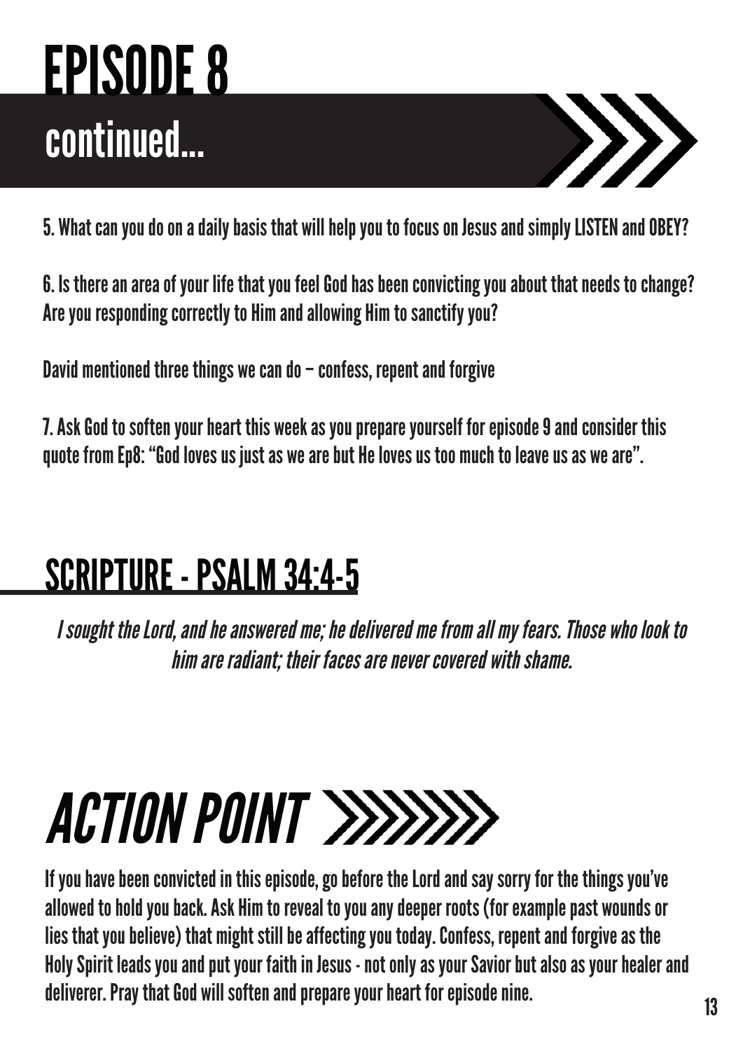# EPISODE 8

## continued...

5. What can you do on a daily basis that will help you to focus on Jesus and simply LISTEN and OBEY?

6. Is there an area of your life that you feel God has been convicting you about that needs to change? Are you responding correctly to Him and allowing Him to sanctify you?

David mentioned three things we can do – confess, repent and forgive

7. Ask God to soften your heart this week as you prepare yourself for episode 9 and consider this quote from Ep8: "God loves us just as we are but He loves us too much to leave us as we are".

## SCRIPTURE - PSALM 34:4-5

*I sought the Lord, and he answered me; he delivered me from all my fears. Those who look to him are radiant; their faces are never covered with shame.*

# *ACTION POINT*

If you have been convicted in this episode, go before the Lord and say sorry for the things you've allowed to hold you back. Ask Him to reveal to you any deeper roots (for example past wounds or lies that you believe) that might still be affecting you today. Confess, repent and forgive as the Holy Spirit leads you and put your faith in Jesus - not only as your Savior but also as your healer and deliverer. Pray that God will soften and prepare your heart for episode nine.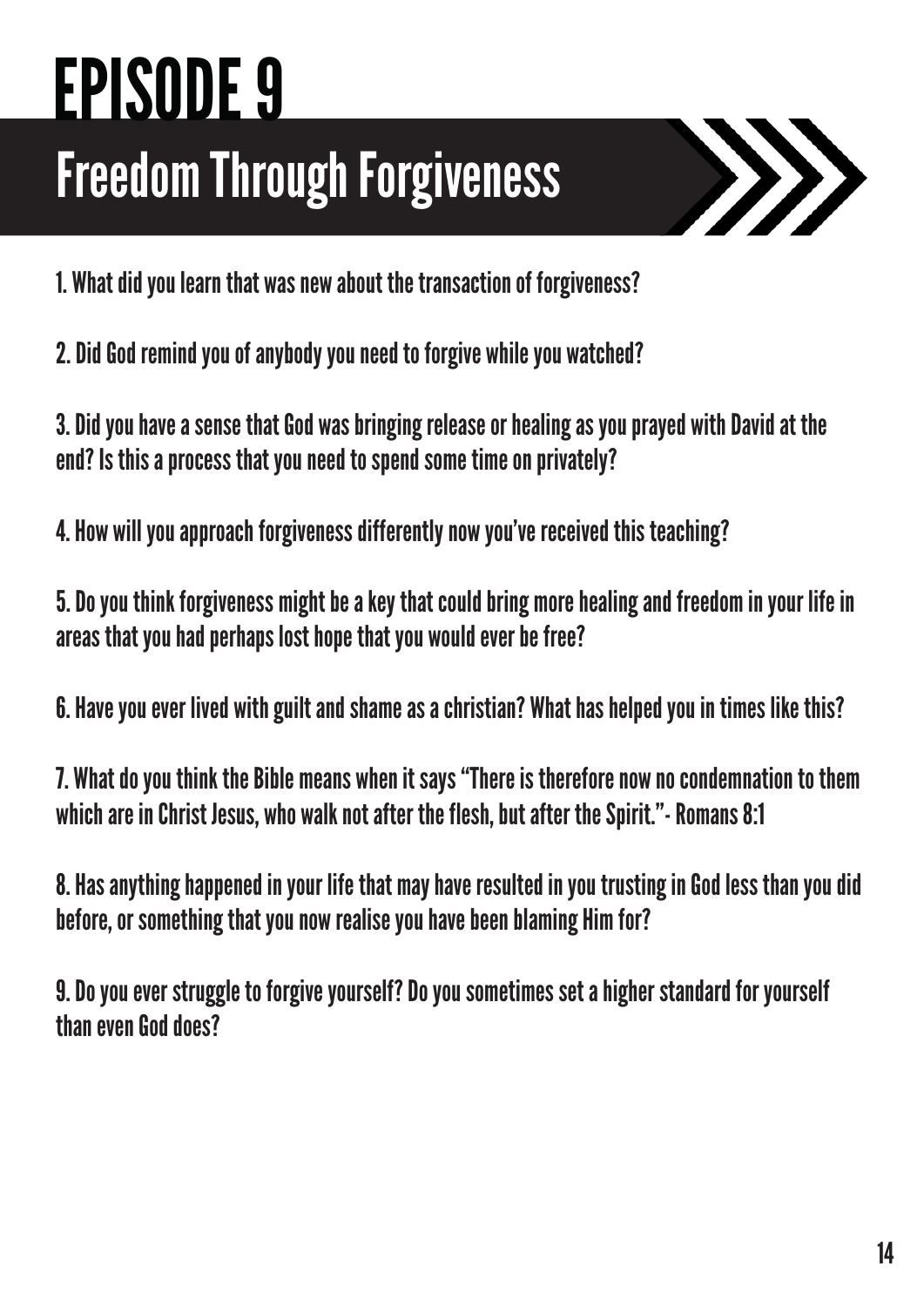# EPISODE 9

## Freedom Through Forgiveness

1. What did you learn that was new about the transaction of forgiveness?

2. Did God remind you of anybody you need to forgive while you watched?

3. Did you have a sense that God was bringing release or healing as you prayed with David at the end? Is this a process that you need to spend some time on privately?

4. How will you approach forgiveness differently now you've received this teaching?

5. Do you think forgiveness might be a key that could bring more healing and freedom in your life in areas that you had perhaps lost hope that you would ever be free?

6. Have you ever lived with guilt and shame as a christian? What has helped you in times like this?

7. What do you think the Bible means when it says "There is therefore now no condemnation to them which are in Christ Jesus, who walk not after the flesh, but after the Spirit."- Romans 8:1

8. Has anything happened in your life that may have resulted in you trusting in God less than you did before, or something that you now realise you have been blaming Him for?

9. Do you ever struggle to forgive yourself? Do you sometimes set a higher standard for yourself than even God does?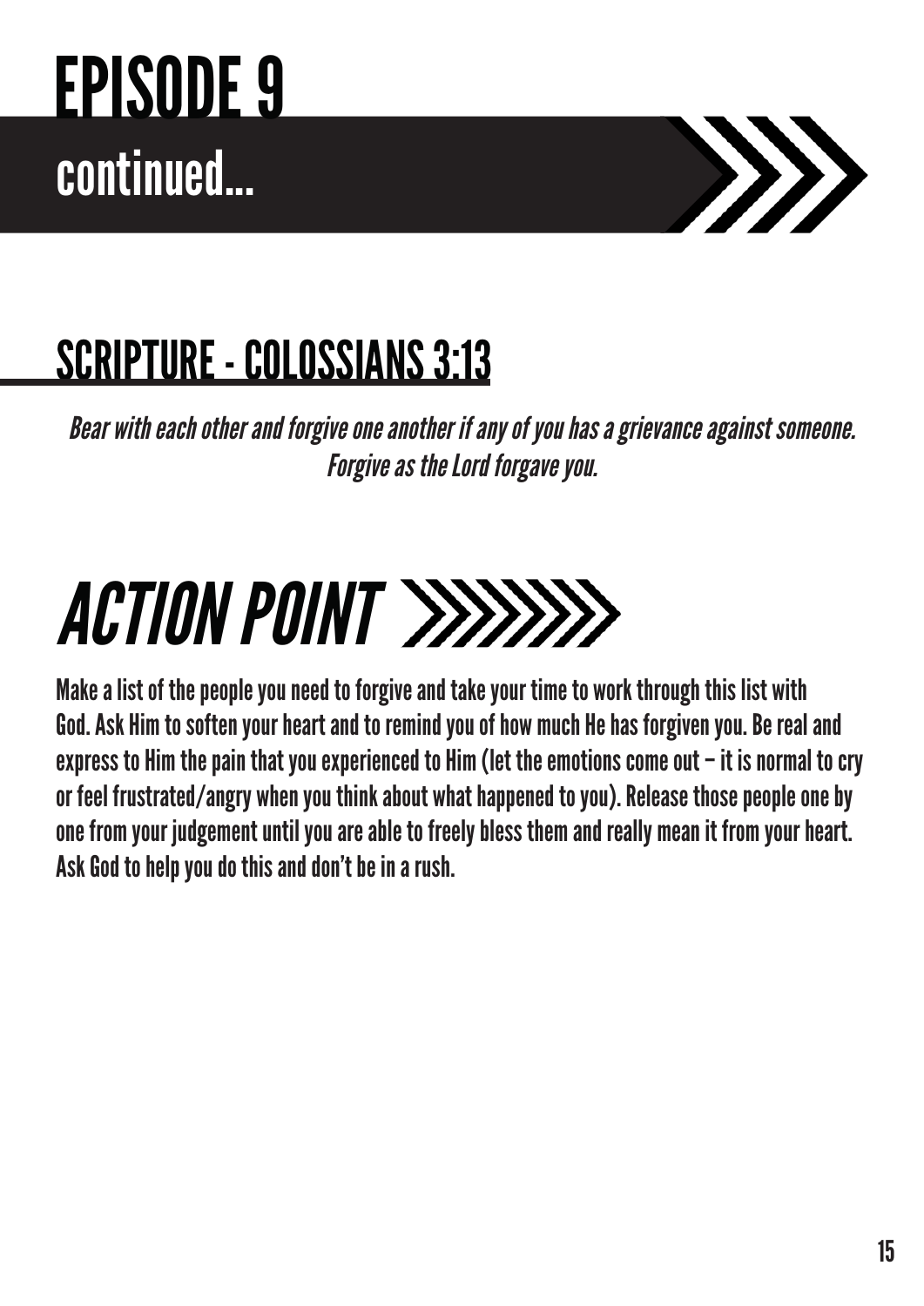# EPISODE 9

## continued...

## SCRIPTURE - COLOSSIANS 3:13

*Bear with each other and forgive one another if any of you has a grievance against someone. Forgive as the Lord forgave you.*

## *ACTION POINT*

Make a list of the people you need to forgive and take your time to work through this list with God. Ask Him to soften your heart and to remind you of how much He has forgiven you. Be real and express to Him the pain that you experienced to Him (let the emotions come out – it is normal to cry or feel frustrated/angry when you think about what happened to you). Release those people one by one from your judgement until you are able to freely bless them and really mean it from your heart. Ask God to help you do this and don't be in a rush.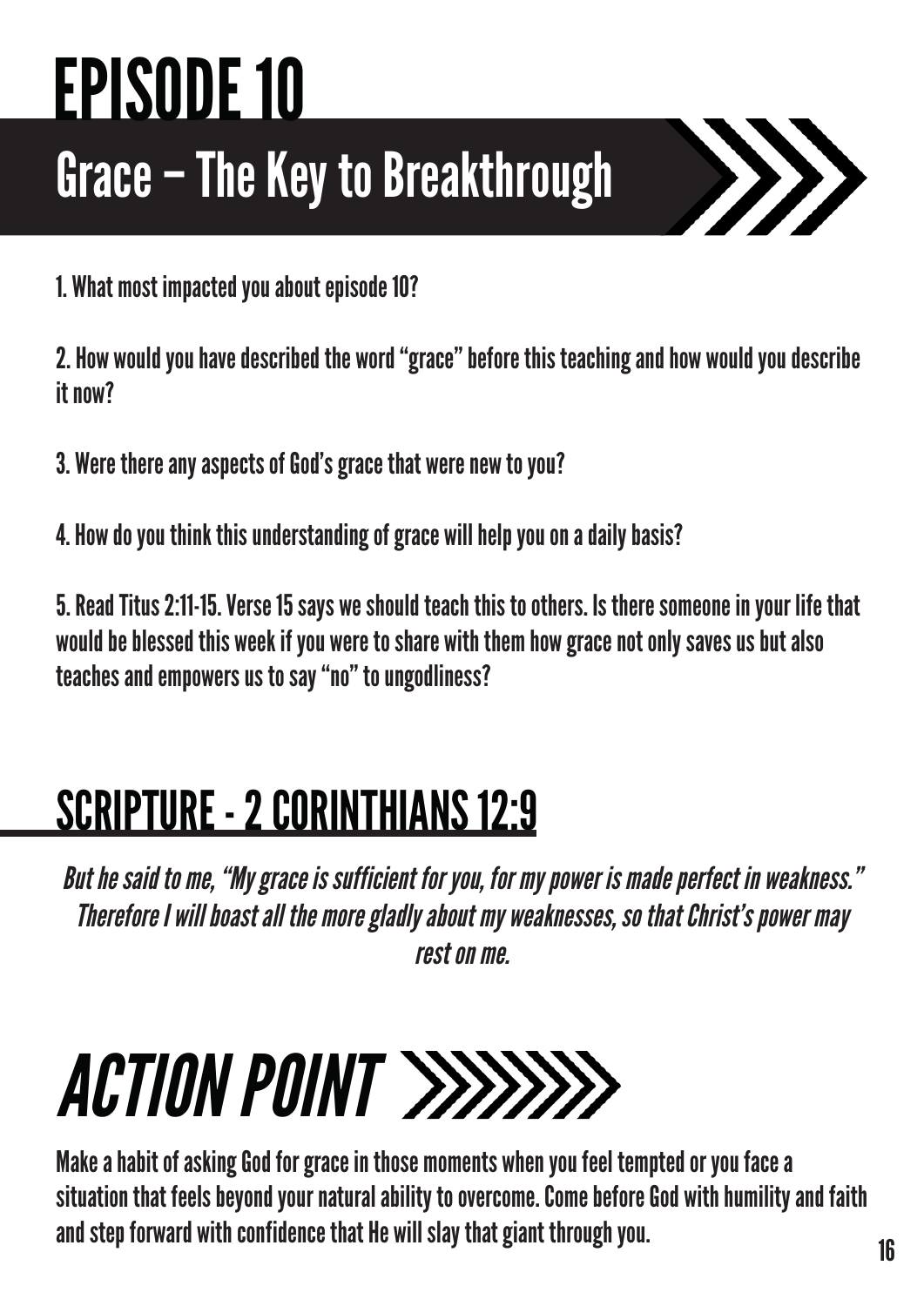# EPISODE 10

## Grace – The Key to Breakthrough

1. What most impacted you about episode 10?

2. How would you have described the word "grace" before this teaching and how would you describe it now?

3. Were there any aspects of God's grace that were new to you?

4. How do you think this understanding of grace will help you on a daily basis?

5. Read Titus 2:11-15. Verse 15 says we should teach this to others. Is there someone in your life that would be blessed this week if you were to share with them how grace not only saves us but also teaches and empowers us to say "no" to ungodliness?

## SCRIPTURE - 2 CORINTHIANS 12:9

*But he said to me, "My grace is sufficient for you, for my power is made perfect in weakness." Therefore I will boast all the more gladly about my weaknesses, so that Christ's power may rest on me.*

# *ACTION POINT*

Make a habit of asking God for grace in those moments when you feel tempted or you face a situation that feels beyond your natural ability to overcome. Come before God with humility and faith and step forward with confidence that He will slay that giant through you.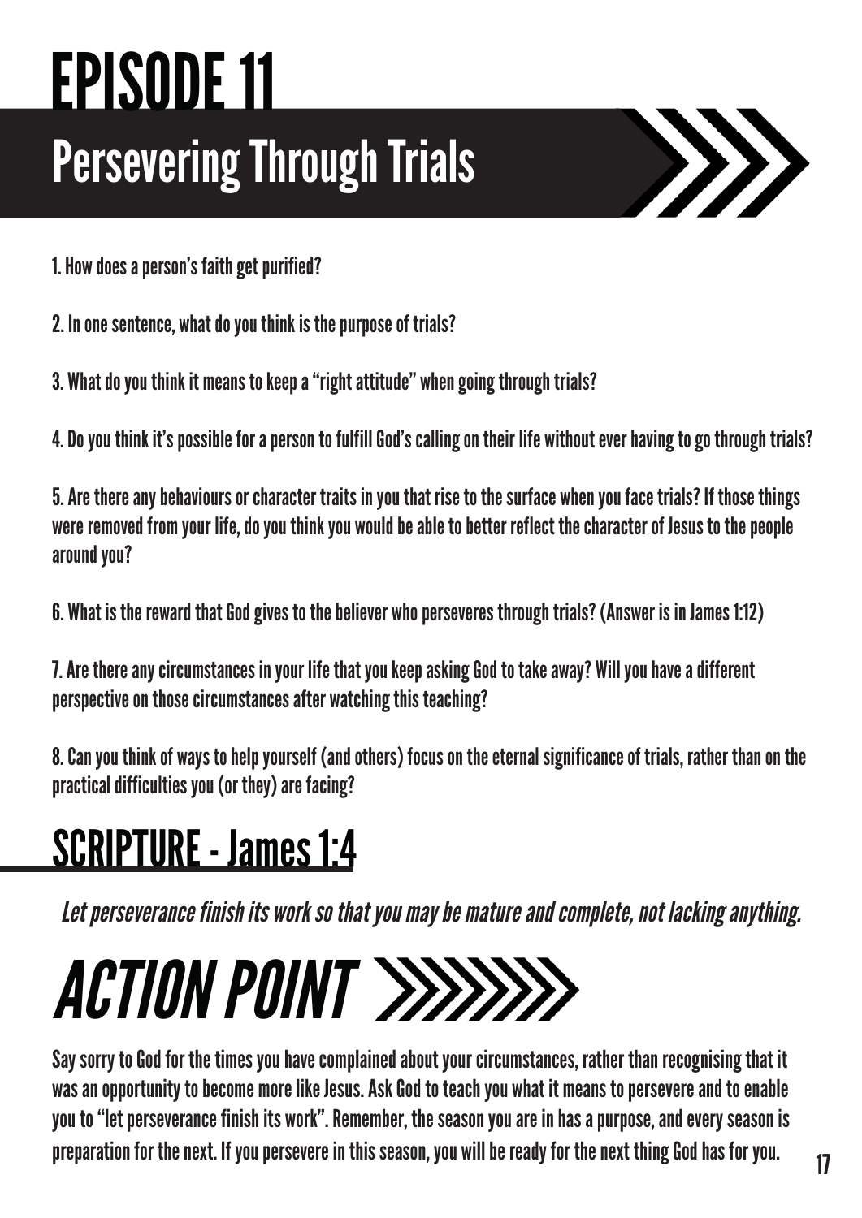# EPISODE 11

## Persevering Through Trials

1. How does a person's faith get purified?

2. In one sentence, what do you think is the purpose of trials?

3. What do you think it means to keep a "right attitude" when going through trials?

4. Do you think it's possible for a person to fulfill God's calling on their life without ever having to go through trials?

5. Are there any behaviours or character traits in you that rise to the surface when you face trials? If those things were removed from your life, do you think you would be able to better reflect the character of Jesus to the people around you?

6. What is the reward that God gives to the believer who perseveres through trials? (Answer is in James 1:12)

7. Are there any circumstances in your life that you keep asking God to take away? Will you have a different perspective on those circumstances after watching this teaching?

8. Can you think of ways to help yourself (and others) focus on the eternal significance of trials, rather than on the practical difficulties you (or they) are facing?

## SCRIPTURE - James 1:4

*Let perseverance finish its work so that you may be mature and complete, not lacking anything.*

# ACTION POINT

Say sorry to God for the times you have complained about your circumstances, rather than recognising that it was an opportunity to become more like Jesus. Ask God to teach you what it means to persevere and to enable you to "let perseverance finish its work". Remember, the season you are in has a purpose, and every season is preparation for the next. If you persevere in this season, you will be ready for the next thing God has for you.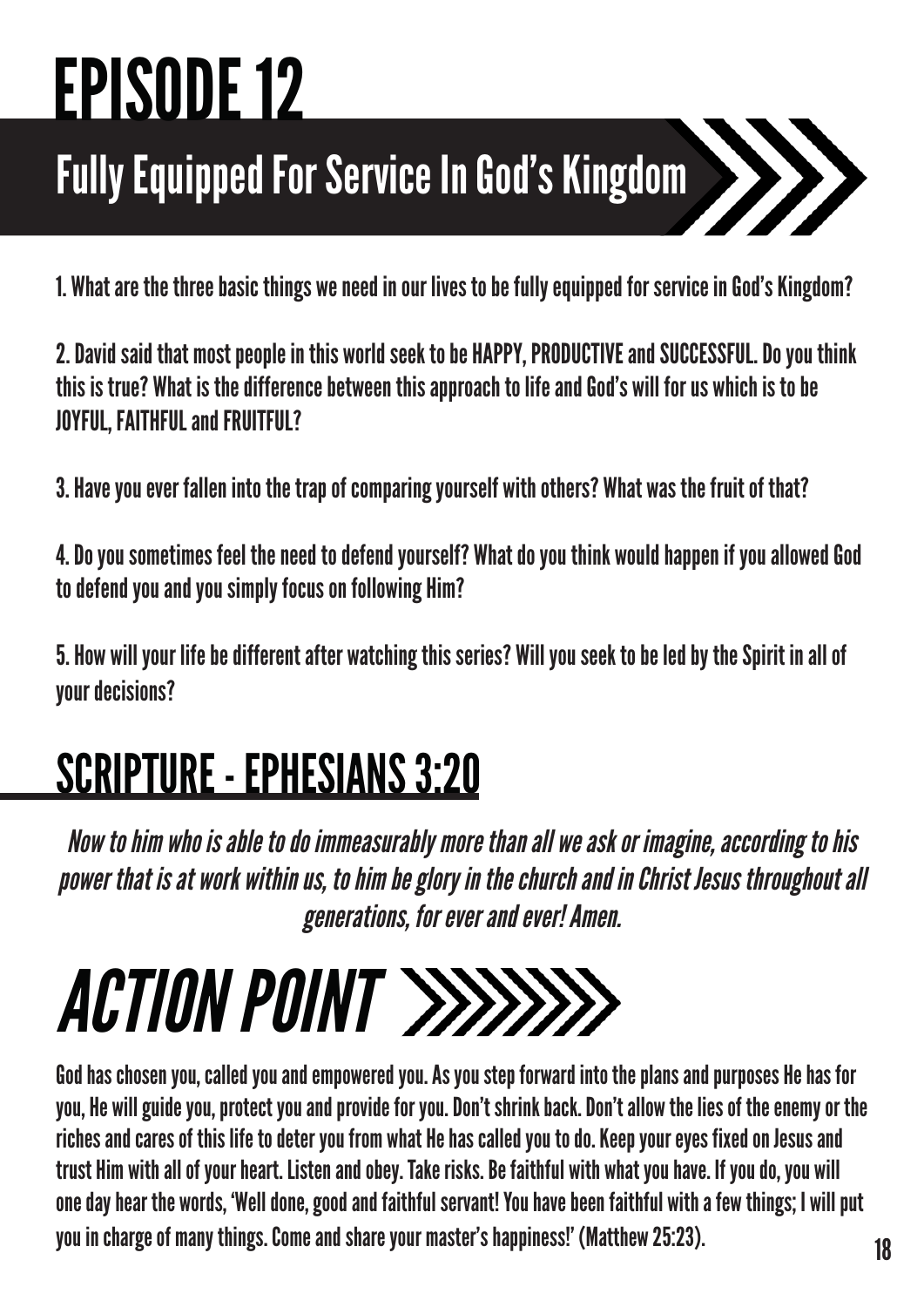# EPISODE 12

## Fully Equipped For Service In God's Kingdom

1. What are the three basic things we need in our lives to be fully equipped for service in God's Kingdom?

2. David said that most people in this world seek to be HAPPY, PRODUCTIVE and SUCCESSFUL. Do you think this is true? What is the difference between this approach to life and God's will for us which is to be JOYFUL, FAITHFUL and FRUITFUL?

3. Have you ever fallen into the trap of comparing yourself with others? What was the fruit of that?

4. Do you sometimes feel the need to defend yourself? What do you think would happen if you allowed God to defend you and you simply focus on following Him?

5. How will your life be different after watching this series? Will you seek to be led by the Spirit in all of your decisions?

## SCRIPTURE - EPHESIANS 3:20

*Now to him who is able to do immeasurably more than all we ask or imagine, according to his power that is at work within us, to him be glory in the church and in Christ Jesus throughout all generations, for ever and ever! Amen.*

# ACTION POINT

God has chosen you, called you and empowered you. As you step forward into the plans and purposes He has for you, He will guide you, protect you and provide for you. Don't shrink back. Don't allow the lies of the enemy or the riches and cares of this life to deter you from what He has called you to do. Keep your eyes fixed on Jesus and trust Him with all of your heart. Listen and obey. Take risks. Be faithful with what you have. If you do, you will one day hear the words, 'Well done, good and faithful servant! You have been faithful with a few things; I will put you in charge of many things. Come and share your master's happiness!' (Matthew 25:23).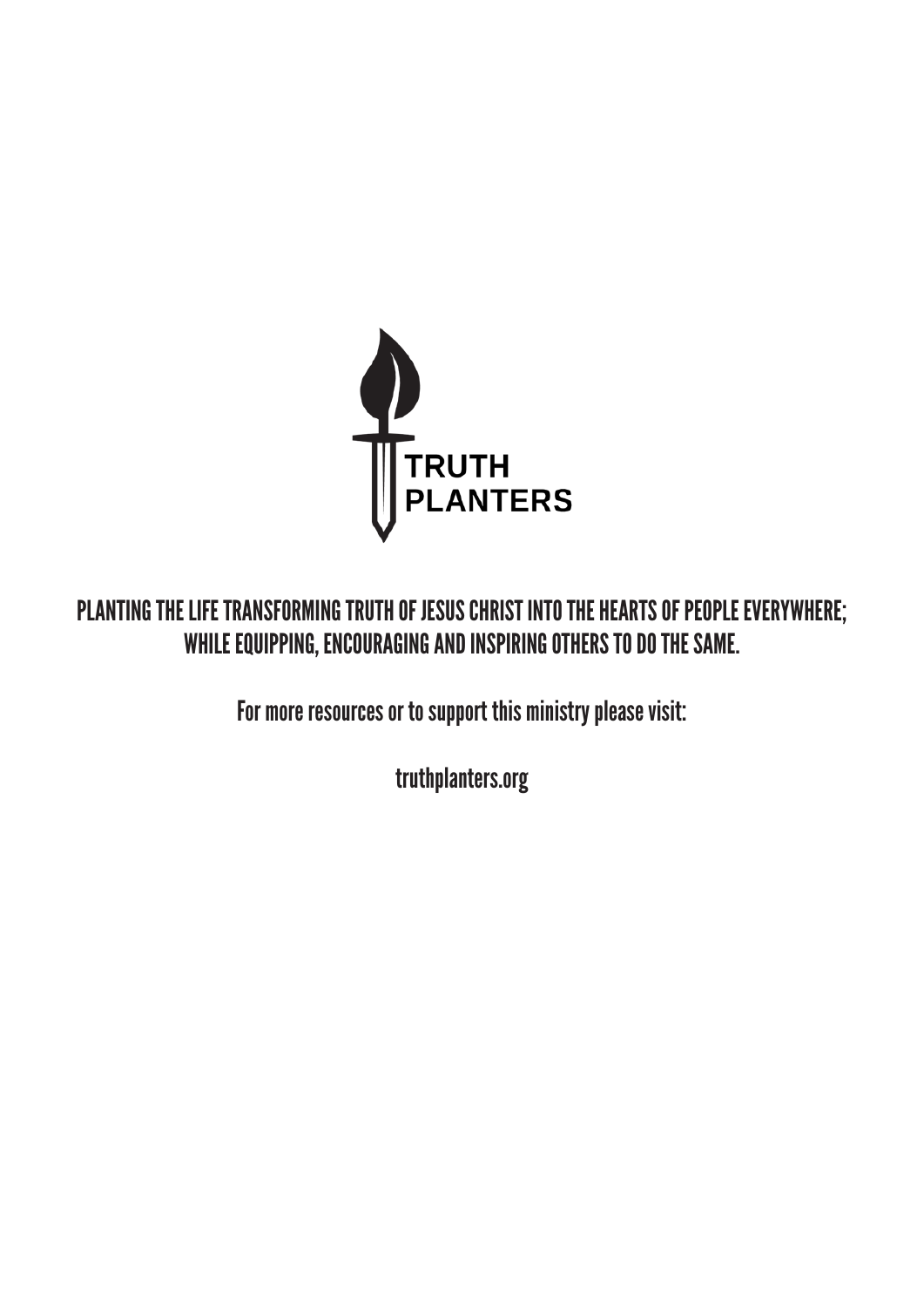TRUTH PLANTERS

PLANTING THE LIFE TRANSFORMING TRUTH OF JESUS CHRIST INTO THE HEARTS OF PEOPLE EVERYWHERE; WHILE EQUIPPING, ENCOURAGING AND INSPIRING OTHERS TO DO THE SAME.

For more resources or to support this ministry please visit:

truthplanters.org